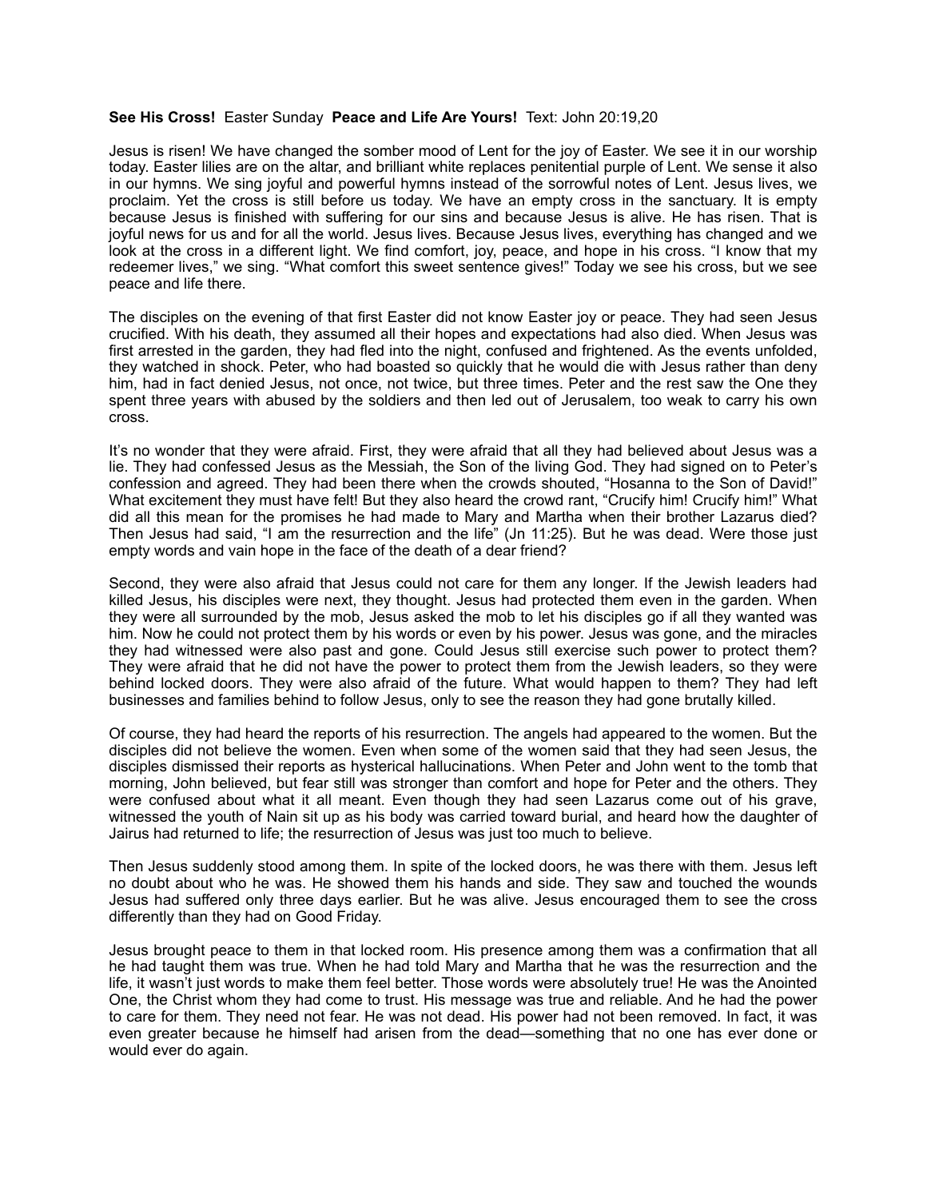**See His Cross!** Easter Sunday **Peace and Life Are Yours!** Text: John 20:19,20

Jesus is risen! We have changed the somber mood of Lent for the joy of Easter. We see it in our worship today. Easter lilies are on the altar, and brilliant white replaces penitential purple of Lent. We sense it also in our hymns. We sing joyful and powerful hymns instead of the sorrowful notes of Lent. Jesus lives, we proclaim. Yet the cross is still before us today. We have an empty cross in the sanctuary. It is empty because Jesus is finished with suffering for our sins and because Jesus is alive. He has risen. That is joyful news for us and for all the world. Jesus lives. Because Jesus lives, everything has changed and we look at the cross in a different light. We find comfort, joy, peace, and hope in his cross. "I know that my redeemer lives," we sing. "What comfort this sweet sentence gives!" Today we see his cross, but we see peace and life there.

The disciples on the evening of that first Easter did not know Easter joy or peace. They had seen Jesus crucified. With his death, they assumed all their hopes and expectations had also died. When Jesus was first arrested in the garden, they had fled into the night, confused and frightened. As the events unfolded, they watched in shock. Peter, who had boasted so quickly that he would die with Jesus rather than deny him, had in fact denied Jesus, not once, not twice, but three times. Peter and the rest saw the One they spent three years with abused by the soldiers and then led out of Jerusalem, too weak to carry his own cross.

It's no wonder that they were afraid. First, they were afraid that all they had believed about Jesus was a lie. They had confessed Jesus as the Messiah, the Son of the living God. They had signed on to Peter's confession and agreed. They had been there when the crowds shouted, "Hosanna to the Son of David!" What excitement they must have felt! But they also heard the crowd rant, "Crucify him! Crucify him!" What did all this mean for the promises he had made to Mary and Martha when their brother Lazarus died? Then Jesus had said, "I am the resurrection and the life" (Jn 11:25). But he was dead. Were those just empty words and vain hope in the face of the death of a dear friend?

Second, they were also afraid that Jesus could not care for them any longer. If the Jewish leaders had killed Jesus, his disciples were next, they thought. Jesus had protected them even in the garden. When they were all surrounded by the mob, Jesus asked the mob to let his disciples go if all they wanted was him. Now he could not protect them by his words or even by his power. Jesus was gone, and the miracles they had witnessed were also past and gone. Could Jesus still exercise such power to protect them? They were afraid that he did not have the power to protect them from the Jewish leaders, so they were behind locked doors. They were also afraid of the future. What would happen to them? They had left businesses and families behind to follow Jesus, only to see the reason they had gone brutally killed.

Of course, they had heard the reports of his resurrection. The angels had appeared to the women. But the disciples did not believe the women. Even when some of the women said that they had seen Jesus, the disciples dismissed their reports as hysterical hallucinations. When Peter and John went to the tomb that morning, John believed, but fear still was stronger than comfort and hope for Peter and the others. They were confused about what it all meant. Even though they had seen Lazarus come out of his grave, witnessed the youth of Nain sit up as his body was carried toward burial, and heard how the daughter of Jairus had returned to life; the resurrection of Jesus was just too much to believe.

Then Jesus suddenly stood among them. In spite of the locked doors, he was there with them. Jesus left no doubt about who he was. He showed them his hands and side. They saw and touched the wounds Jesus had suffered only three days earlier. But he was alive. Jesus encouraged them to see the cross differently than they had on Good Friday.

Jesus brought peace to them in that locked room. His presence among them was a confirmation that all he had taught them was true. When he had told Mary and Martha that he was the resurrection and the life, it wasn't just words to make them feel better. Those words were absolutely true! He was the Anointed One, the Christ whom they had come to trust. His message was true and reliable. And he had the power to care for them. They need not fear. He was not dead. His power had not been removed. In fact, it was even greater because he himself had arisen from the dead—something that no one has ever done or would ever do again.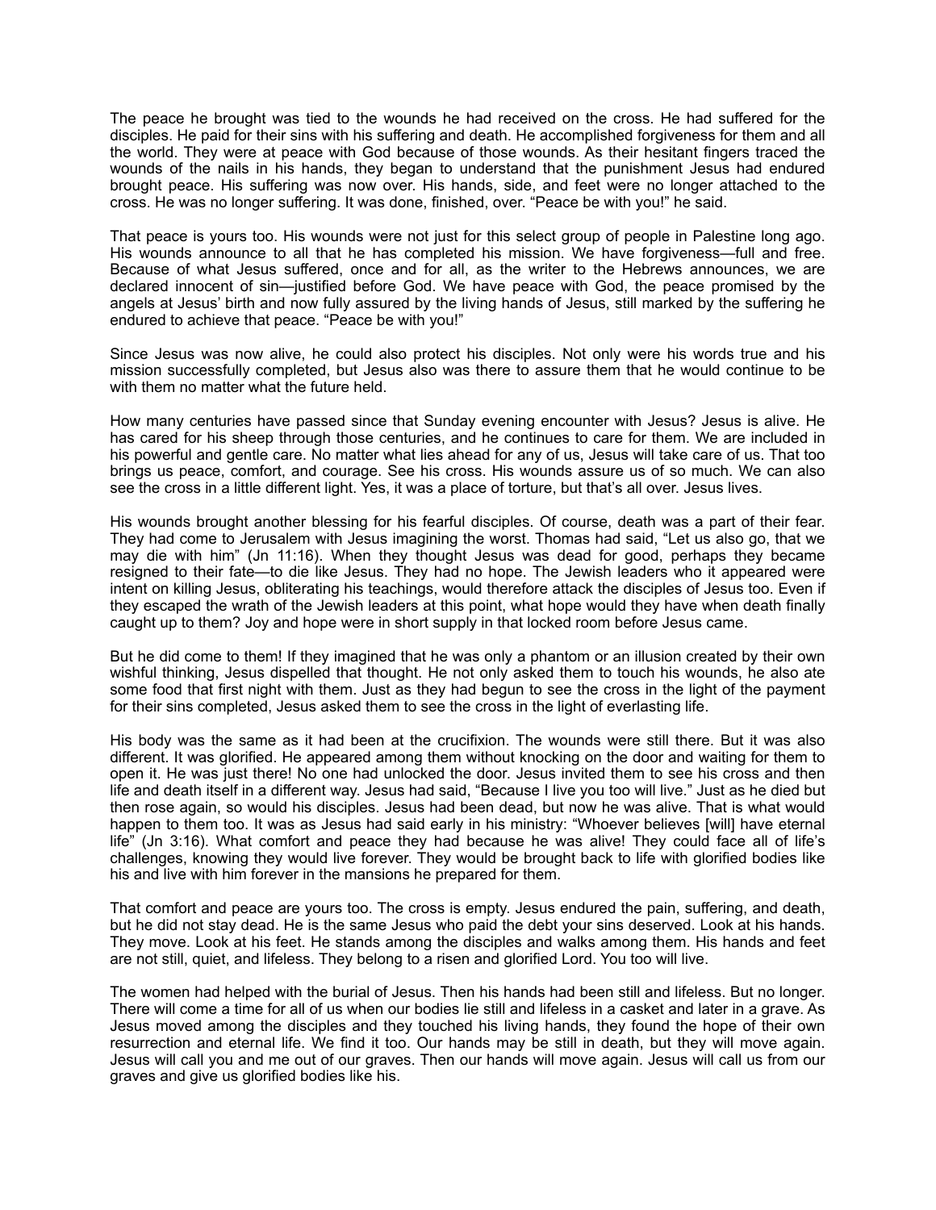The peace he brought was tied to the wounds he had received on the cross. He had suffered for the disciples. He paid for their sins with his suffering and death. He accomplished forgiveness for them and all the world. They were at peace with God because of those wounds. As their hesitant fingers traced the wounds of the nails in his hands, they began to understand that the punishment Jesus had endured brought peace. His suffering was now over. His hands, side, and feet were no longer attached to the cross. He was no longer suffering. It was done, finished, over. "Peace be with you!" he said.

That peace is yours too. His wounds were not just for this select group of people in Palestine long ago. His wounds announce to all that he has completed his mission. We have forgiveness—full and free. Because of what Jesus suffered, once and for all, as the writer to the Hebrews announces, we are declared innocent of sin—justified before God. We have peace with God, the peace promised by the angels at Jesus' birth and now fully assured by the living hands of Jesus, still marked by the suffering he endured to achieve that peace. "Peace be with you!"

Since Jesus was now alive, he could also protect his disciples. Not only were his words true and his mission successfully completed, but Jesus also was there to assure them that he would continue to be with them no matter what the future held.

How many centuries have passed since that Sunday evening encounter with Jesus? Jesus is alive. He has cared for his sheep through those centuries, and he continues to care for them. We are included in his powerful and gentle care. No matter what lies ahead for any of us, Jesus will take care of us. That too brings us peace, comfort, and courage. See his cross. His wounds assure us of so much. We can also see the cross in a little different light. Yes, it was a place of torture, but that's all over. Jesus lives.

His wounds brought another blessing for his fearful disciples. Of course, death was a part of their fear. They had come to Jerusalem with Jesus imagining the worst. Thomas had said, "Let us also go, that we may die with him" (Jn 11:16). When they thought Jesus was dead for good, perhaps they became resigned to their fate—to die like Jesus. They had no hope. The Jewish leaders who it appeared were intent on killing Jesus, obliterating his teachings, would therefore attack the disciples of Jesus too. Even if they escaped the wrath of the Jewish leaders at this point, what hope would they have when death finally caught up to them? Joy and hope were in short supply in that locked room before Jesus came.

But he did come to them! If they imagined that he was only a phantom or an illusion created by their own wishful thinking, Jesus dispelled that thought. He not only asked them to touch his wounds, he also ate some food that first night with them. Just as they had begun to see the cross in the light of the payment for their sins completed, Jesus asked them to see the cross in the light of everlasting life.

His body was the same as it had been at the crucifixion. The wounds were still there. But it was also different. It was glorified. He appeared among them without knocking on the door and waiting for them to open it. He was just there! No one had unlocked the door. Jesus invited them to see his cross and then life and death itself in a different way. Jesus had said, "Because I live you too will live." Just as he died but then rose again, so would his disciples. Jesus had been dead, but now he was alive. That is what would happen to them too. It was as Jesus had said early in his ministry: "Whoever believes [will] have eternal life" (Jn 3:16). What comfort and peace they had because he was alive! They could face all of life's challenges, knowing they would live forever. They would be brought back to life with glorified bodies like his and live with him forever in the mansions he prepared for them.

That comfort and peace are yours too. The cross is empty. Jesus endured the pain, suffering, and death, but he did not stay dead. He is the same Jesus who paid the debt your sins deserved. Look at his hands. They move. Look at his feet. He stands among the disciples and walks among them. His hands and feet are not still, quiet, and lifeless. They belong to a risen and glorified Lord. You too will live.

The women had helped with the burial of Jesus. Then his hands had been still and lifeless. But no longer. There will come a time for all of us when our bodies lie still and lifeless in a casket and later in a grave. As Jesus moved among the disciples and they touched his living hands, they found the hope of their own resurrection and eternal life. We find it too. Our hands may be still in death, but they will move again. Jesus will call you and me out of our graves. Then our hands will move again. Jesus will call us from our graves and give us glorified bodies like his.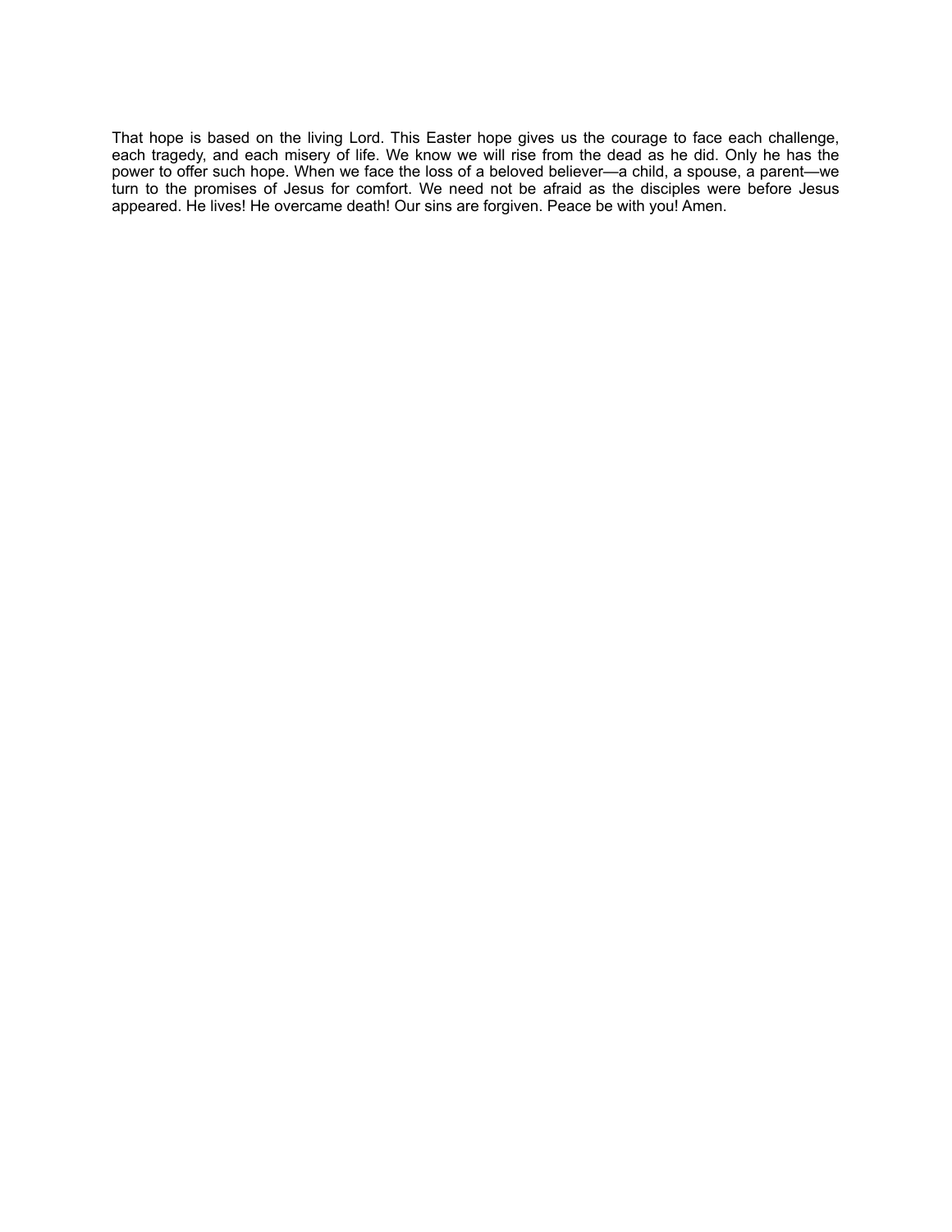That hope is based on the living Lord. This Easter hope gives us the courage to face each challenge, each tragedy, and each misery of life. We know we will rise from the dead as he did. Only he has the power to offer such hope. When we face the loss of a beloved believer—a child, a spouse, a parent—we turn to the promises of Jesus for comfort. We need not be afraid as the disciples were before Jesus appeared. He lives! He overcame death! Our sins are forgiven. Peace be with you! Amen.